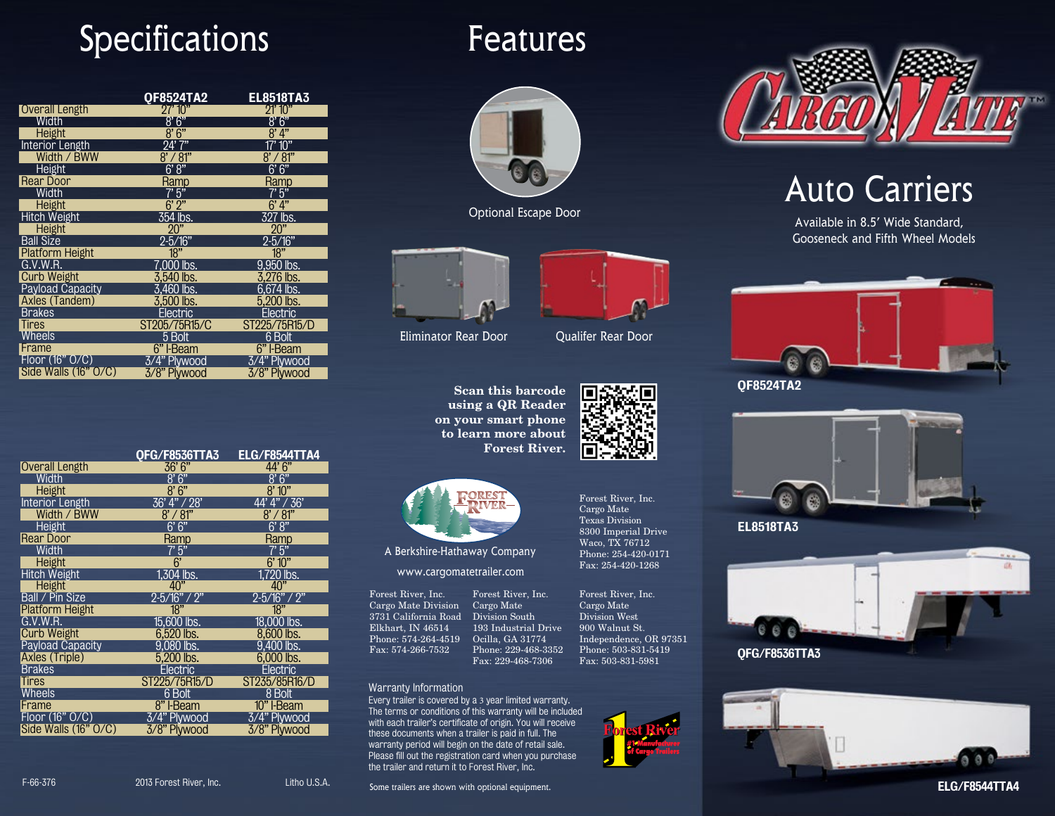# Specifications

| | QF8524TA2 | EL8518TA3 |
|---|---|---|
| Overall Length | 27' 10" | 21' 10" |
| Width | 8' 6" | 8' 6" |
| Height | 8' 6" | 8' 4" |
| Interior Length | 24' 7" | 17' 10" |
| Width / BWW | 8' / 81" | 8' / 81" |
| Height | 6' 8" | 6' 6" |
| Rear Door | Ramp | Ramp |
| Width | 7' 5" | 7' 5" |
| Height | 6' 2" | 6' 4" |
| Hitch Weight | 354 lbs. | 327 lbs. |
| Height | 20" | 20" |
| Ball Size | 2-5/16" | 2-5/16" |
| Platform Height | 18" | 18" |
| G.V.W.R. | 7,000 lbs. | 9,950 lbs. |
| Curb Weight | 3,540 lbs. | 3,276 lbs. |
| Payload Capacity | 3,460 lbs. | 6,674 lbs. |
| Axles (Tandem) | 3,500 lbs. | 5,200 lbs. |
| Brakes | Electric | Electric |
| Tires | ST205/75R15/C | ST225/75R15/D |
| Wheels | 5 Bolt | 6 Bolt |
| Frame | 6" I-Beam | 6" I-Beam |
| Floor (16" O/C) | 3/4" Plywood | 3/4" Plywood |
| Side Walls (16" O/C) | 3/8" Plywood | 3/8" Plywood |

| | QFG/F8536TTA3 | ELG/F8544TTA4 |
|---|---|---|
| Overall Length | 36' 6" | 44' 6" |
| Width | 8' 6" | 8' 6" |
| Height | 8' 6" | 8' 10" |
| Interior Length | 36' 4" / 28' | 44' 4" / 36' |
| Width / BWW | 8' / 81" | 8' / 81" |
| Height | 6' 6" | 6' 8" |
| Rear Door | Ramp | Ramp |
| Width | 7' 5" | 7' 5" |
| Height | 6' | 6' 10" |
| Hitch Weight | 1,304 lbs. | 1,720 lbs. |
| Height | 40" | 40" |
| Ball / Pin Size | 2-5/16" / 2" | 2-5/16" / 2" |
| Platform Height | 18" | 18" |
| G.V.W.R. | 15,600 lbs. | 18,000 lbs. |
| Curb Weight | 6,520 lbs. | 8,600 lbs. |
| Payload Capacity | 9,080 lbs. | 9,400 lbs. |
| Axles (Triple) | 5,200 lbs. | 6,000 lbs. |
| Brakes | Electric | Electric |
| Tires | ST225/75R15/D | ST235/85R16/D |
| Wheels | 6 Bolt | 8 Bolt |
| Frame | 8" I-Beam | 10" I-Beam |
| Floor (16" O/C) | 3/4" Plywood | 3/4" Plywood |
| Side Walls (16" O/C) | 3/8" Plywood | 3/8" Plywood |

F-66-376 — 2013 Forest River, Inc. — Litho U.S.A.

# Features

Optional Escape Door

Eliminator Rear Door

Qualifer Rear Door

**Scan this barcode using a QR Reader on your smart phone to learn more about Forest River.**

Forest River

A Berkshire-Hathaway Company

www.cargomatetrailer.com

Forest River, Inc.
Cargo Mate Division
3731 California Road
Elkhart, IN 46514
Phone: 574-264-4519
Fax: 574-266-7532

Forest River, Inc.
Cargo Mate
Division South
193 Industrial Drive
Ocilla, GA 31774
Phone: 229-468-3352
Fax: 229-468-7306

Forest River, Inc.
Cargo Mate
Texas Division
8300 Imperial Drive
Waco, TX 76712
Phone: 254-420-0171
Fax: 254-420-1268

Forest River, Inc.
Cargo Mate
Division West
900 Walnut St.
Independence, OR 97351
Phone: 503-831-5419
Fax: 503-831-5981

## Warranty Information

Every trailer is covered by a 3 year limited warranty. The terms or conditions of this warranty will be included with each trailer's certificate of origin. You will receive these documents when a trailer is paid in full. The warranty period will begin on the date of retail sale. Please fill out the registration card when you purchase the trailer and return it to Forest River, Inc.

Forest River #1 Manufacturer of Cargo Trailers

Some trailers are shown with optional equipment.

# Cargo Mate™

# Auto Carriers

Available in 8.5' Wide Standard, Gooseneck and Fifth Wheel Models

**QF8524TA2**

**EL8518TA3**

**QFG/F8536TTA3**

**ELG/F8544TTA4**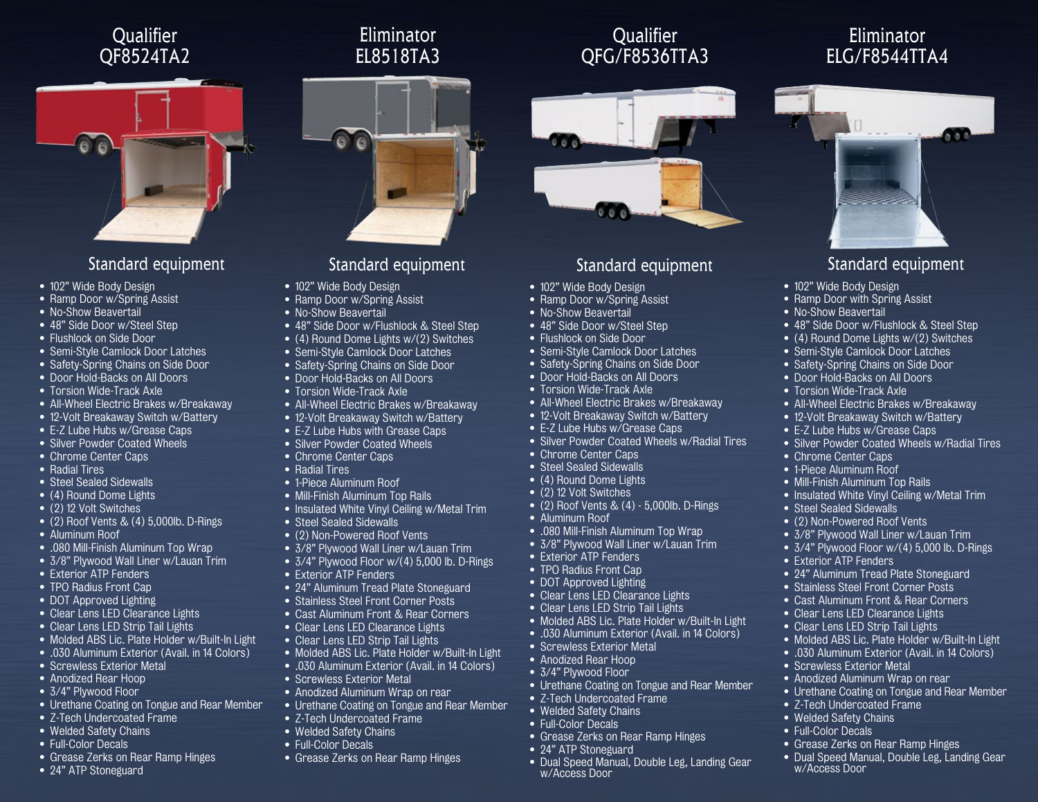## Qualifier QF8524TA2

### Standard equipment

- 102" Wide Body Design
- Ramp Door w/Spring Assist
- No-Show Beavertail
- 48" Side Door w/Steel Step
- Flushlock on Side Door
- Semi-Style Camlock Door Latches
- Safety-Spring Chains on Side Door
- Door Hold-Backs on All Doors
- Torsion Wide-Track Axle
- All-Wheel Electric Brakes w/Breakaway
- 12-Volt Breakaway Switch w/Battery
- E-Z Lube Hubs w/Grease Caps
- Silver Powder Coated Wheels
- Chrome Center Caps
- Radial Tires
- Steel Sealed Sidewalls
- (4) Round Dome Lights
- (2) 12 Volt Switches
- (2) Roof Vents & (4) 5,000lb. D-Rings
- Aluminum Roof
- .080 Mill-Finish Aluminum Top Wrap
- 3/8" Plywood Wall Liner w/Lauan Trim
- Exterior ATP Fenders
- TPO Radius Front Cap
- DOT Approved Lighting
- Clear Lens LED Clearance Lights
- Clear Lens LED Strip Tail Lights
- Molded ABS Lic. Plate Holder w/Built-In Light
- .030 Aluminum Exterior (Avail. in 14 Colors)
- Screwless Exterior Metal
- Anodized Rear Hoop
- 3/4" Plywood Floor
- Urethane Coating on Tongue and Rear Member
- Z-Tech Undercoated Frame
- Welded Safety Chains
- Full-Color Decals
- Grease Zerks on Rear Ramp Hinges
- 24" ATP Stoneguard

## Eliminator EL8518TA3

### Standard equipment

- 102" Wide Body Design
- Ramp Door w/Spring Assist
- No-Show Beavertail
- 48" Side Door w/Flushlock & Steel Step
- (4) Round Dome Lights w/(2) Switches
- Semi-Style Camlock Door Latches
- Safety-Spring Chains on Side Door
- Door Hold-Backs on All Doors
- Torsion Wide-Track Axle
- All-Wheel Electric Brakes w/Breakaway
- 12-Volt Breakaway Switch w/Battery
- E-Z Lube Hubs with Grease Caps
- Silver Powder Coated Wheels
- Chrome Center Caps
- Radial Tires
- 1-Piece Aluminum Roof
- Mill-Finish Aluminum Top Rails
- Insulated White Vinyl Ceiling w/Metal Trim
- Steel Sealed Sidewalls
- (2) Non-Powered Roof Vents
- 3/8" Plywood Wall Liner w/Lauan Trim
- 3/4" Plywood Floor w/(4) 5,000 lb. D-Rings
- Exterior ATP Fenders
- 24" Aluminum Tread Plate Stoneguard
- Stainless Steel Front Corner Posts
- Cast Aluminum Front & Rear Corners
- Clear Lens LED Clearance Lights
- Clear Lens LED Strip Tail Lights
- Molded ABS Lic. Plate Holder w/Built-In Light
- .030 Aluminum Exterior (Avail. in 14 Colors)
- Screwless Exterior Metal
- Anodized Aluminum Wrap on rear
- Urethane Coating on Tongue and Rear Member
- Z-Tech Undercoated Frame
- Welded Safety Chains
- Full-Color Decals
- Grease Zerks on Rear Ramp Hinges

## Qualifier QFG/F8536TTA3

### Standard equipment

- 102" Wide Body Design
- Ramp Door w/Spring Assist
- No-Show Beavertail
- 48" Side Door w/Steel Step
- Flushlock on Side Door
- Semi-Style Camlock Door Latches
- Safety-Spring Chains on Side Door
- Door Hold-Backs on All Doors
- Torsion Wide-Track Axle
- All-Wheel Electric Brakes w/Breakaway
- 12-Volt Breakaway Switch w/Battery
- E-Z Lube Hubs w/Grease Caps
- Silver Powder Coated Wheels w/Radial Tires
- Chrome Center Caps
- Steel Sealed Sidewalls
- (4) Round Dome Lights
- (2) 12 Volt Switches
- (2) Roof Vents & (4) - 5,000lb. D-Rings
- Aluminum Roof
- .080 Mill-Finish Aluminum Top Wrap
- 3/8" Plywood Wall Liner w/Lauan Trim
- Exterior ATP Fenders
- TPO Radius Front Cap
- DOT Approved Lighting
- Clear Lens LED Clearance Lights
- Clear Lens LED Strip Tail Lights
- Molded ABS Lic. Plate Holder w/Built-In Light
- .030 Aluminum Exterior (Avail. in 14 Colors)
- Screwless Exterior Metal
- Anodized Rear Hoop
- 3/4" Plywood Floor
- Urethane Coating on Tongue and Rear Member
- Z-Tech Undercoated Frame
- Welded Safety Chains
- Full-Color Decals
- Grease Zerks on Rear Ramp Hinges
- 24" ATP Stoneguard
- Dual Speed Manual, Double Leg, Landing Gear w/Access Door

## Eliminator ELG/F8544TTA4

### Standard equipment

- 102" Wide Body Design
- Ramp Door with Spring Assist
- No-Show Beavertail
- 48" Side Door w/Flushlock & Steel Step
- (4) Round Dome Lights w/(2) Switches
- Semi-Style Camlock Door Latches
- Safety-Spring Chains on Side Door
- Door Hold-Backs on All Doors
- Torsion Wide-Track Axle
- All-Wheel Electric Brakes w/Breakaway
- 12-Volt Breakaway Switch w/Battery
- E-Z Lube Hubs w/Grease Caps
- Silver Powder Coated Wheels w/Radial Tires
- Chrome Center Caps
- 1-Piece Aluminum Roof
- Mill-Finish Aluminum Top Rails
- Insulated White Vinyl Ceiling w/Metal Trim
- Steel Sealed Sidewalls
- (2) Non-Powered Roof Vents
- 3/8" Plywood Wall Liner w/Lauan Trim
- 3/4" Plywood Floor w/(4) 5,000 lb. D-Rings
- Exterior ATP Fenders
- 24" Aluminum Tread Plate Stoneguard
- Stainless Steel Front Corner Posts
- Cast Aluminum Front & Rear Corners
- Clear Lens LED Clearance Lights
- Clear Lens LED Strip Tail Lights
- Molded ABS Lic. Plate Holder w/Built-In Light
- .030 Aluminum Exterior (Avail. in 14 Colors)
- Screwless Exterior Metal
- Anodized Aluminum Wrap on rear
- Urethane Coating on Tongue and Rear Member
- Z-Tech Undercoated Frame
- Welded Safety Chains
- Full-Color Decals
- Grease Zerks on Rear Ramp Hinges
- Dual Speed Manual, Double Leg, Landing Gear w/Access Door